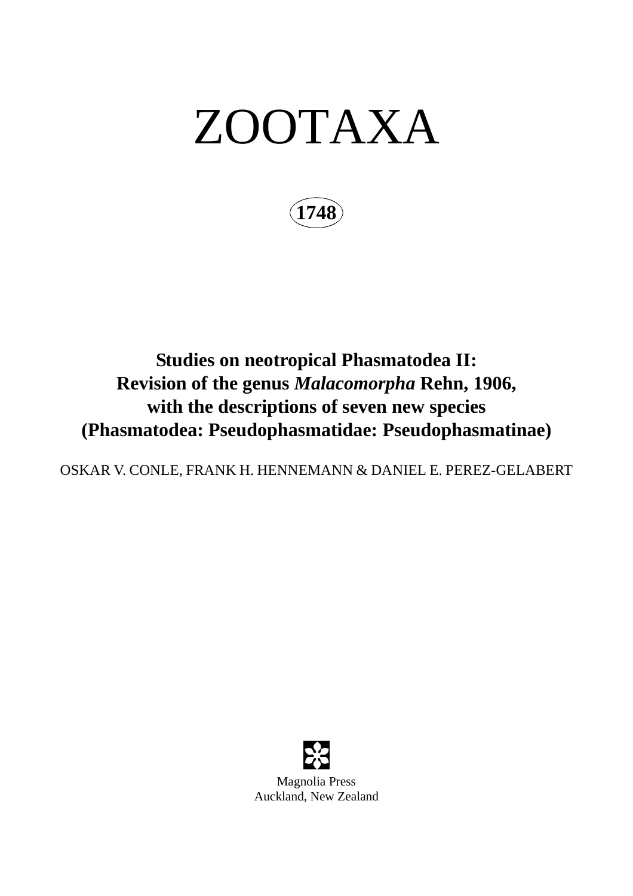# ZOOTAXA

**1748**

## Studies on neotropical Phasmatodea II: Revision of the genus *Malacomorpha* Rehn, 1906, with the descriptions of seven new species (Phasmatodea: Pseudophasmatidae: Pseudophasmatinae)

OSKAR V. CONLE, FRANK H. HENNEMANN & DANIEL E. PEREZ-GELABERT

Magnolia Press
Auckland, New Zealand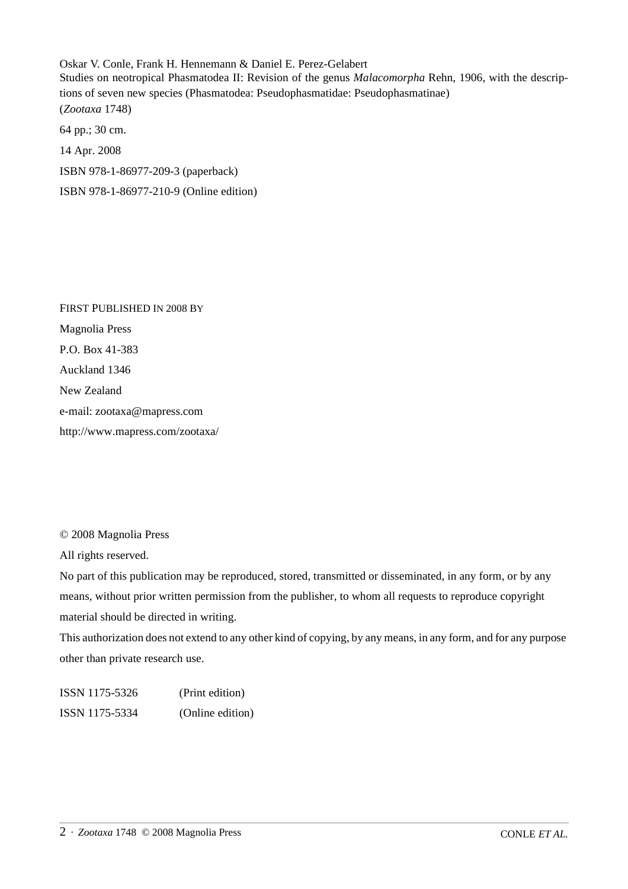Oskar V. Conle, Frank H. Hennemann & Daniel E. Perez-Gelabert

Studies on neotropical Phasmatodea II: Revision of the genus *Malacomorpha* Rehn, 1906, with the descriptions of seven new species (Phasmatodea: Pseudophasmatidae: Pseudophasmatinae)

(*Zootaxa* 1748)

64 pp.; 30 cm.

14 Apr. 2008

ISBN 978-1-86977-209-3 (paperback)

ISBN 978-1-86977-210-9 (Online edition)

FIRST PUBLISHED IN 2008 BY

Magnolia Press

P.O. Box 41-383

Auckland 1346

New Zealand

e-mail: zootaxa@mapress.com

http://www.mapress.com/zootaxa/

© 2008 Magnolia Press

All rights reserved.

No part of this publication may be reproduced, stored, transmitted or disseminated, in any form, or by any means, without prior written permission from the publisher, to whom all requests to reproduce copyright material should be directed in writing.

This authorization does not extend to any other kind of copying, by any means, in any form, and for any purpose other than private research use.

| | |
|---|---|
| ISSN 1175-5326 | (Print edition) |
| ISSN 1175-5334 | (Online edition) |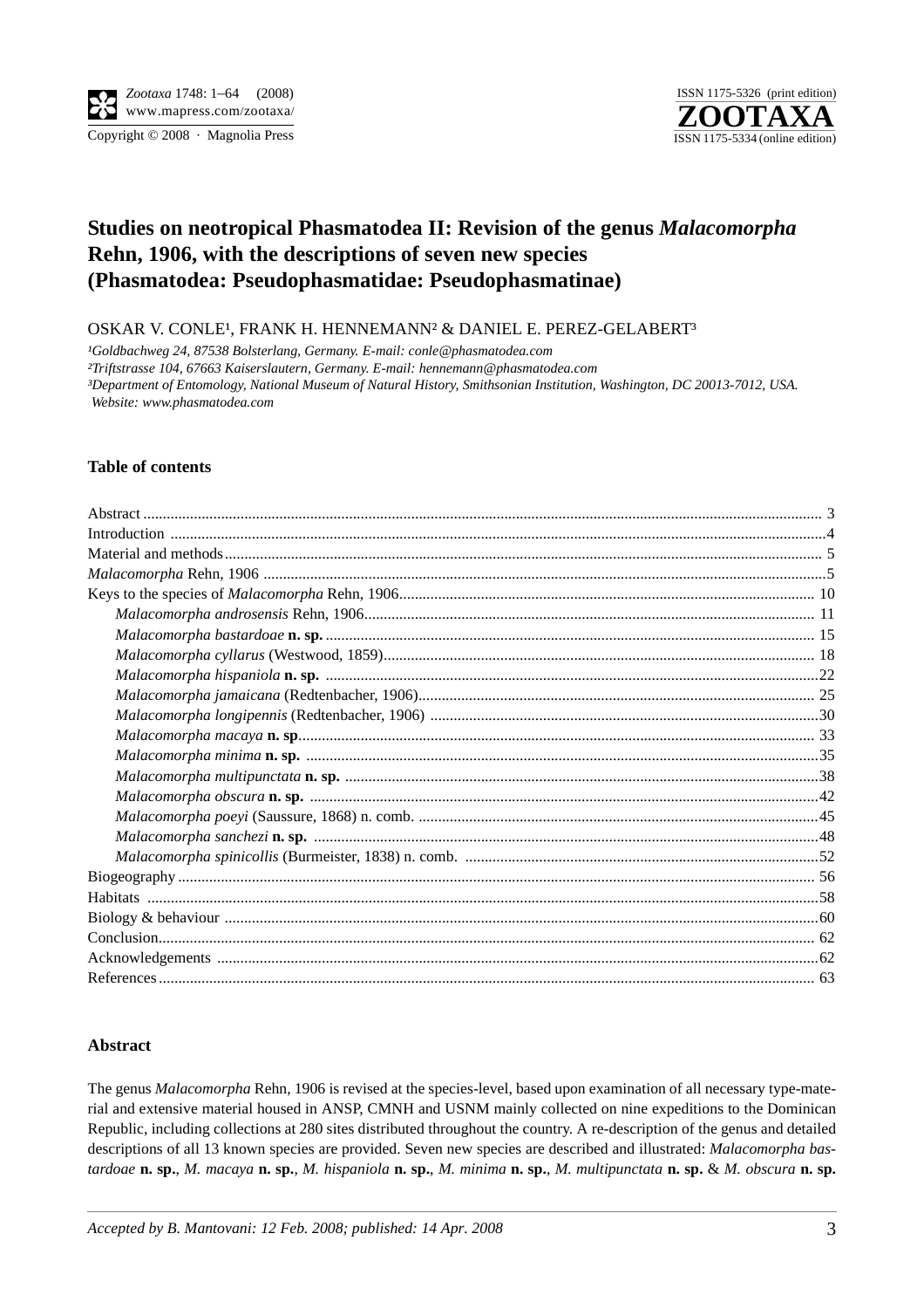# Studies on neotropical Phasmatodea II: Revision of the genus *Malacomorpha* Rehn, 1906, with the descriptions of seven new species (Phasmatodea: Pseudophasmatidae: Pseudophasmatinae)

OSKAR V. CONLE[1], FRANK H. HENNEMANN[2] & DANIEL E. PEREZ-GELABERT[3]

[1]*Goldbachweg 24, 87538 Bolsterlang, Germany. E-mail: conle@phasmatodea.com*
[2]*Triftstrasse 104, 67663 Kaiserslautern, Germany. E-mail: hennemann@phasmatodea.com*
[3]*Department of Entomology, National Museum of Natural History, Smithsonian Institution, Washington, DC 20013-7012, USA. Website: www.phasmatodea.com*

### Table of contents

Abstract ... 3
Introduction ... 4
Material and methods ... 5
*Malacomorpha* Rehn, 1906 ... 5
Keys to the species of *Malacomorpha* Rehn, 1906 ... 10
- *Malacomorpha androsensis* Rehn, 1906 ... 11
- *Malacomorpha bastardoae* **n. sp.** ... 15
- *Malacomorpha cyllarus* (Westwood, 1859) ... 18
- *Malacomorpha hispaniola* **n. sp.** ... 22
- *Malacomorpha jamaicana* (Redtenbacher, 1906) ... 25
- *Malacomorpha longipennis* (Redtenbacher, 1906) ... 30
- *Malacomorpha macaya* **n. sp** ... 33
- *Malacomorpha minima* **n. sp.** ... 35
- *Malacomorpha multipunctata* **n. sp.** ... 38
- *Malacomorpha obscura* **n. sp.** ... 42
- *Malacomorpha poeyi* (Saussure, 1868) n. comb. ... 45
- *Malacomorpha sanchezi* **n. sp.** ... 48
- *Malacomorpha spinicollis* (Burmeister, 1838) n. comb. ... 52

Biogeography ... 56
Habitats ... 58
Biology & behaviour ... 60
Conclusion ... 62
Acknowledgements ... 62
References ... 63

### Abstract

The genus *Malacomorpha* Rehn, 1906 is revised at the species-level, based upon examination of all necessary type-material and extensive material housed in ANSP, CMNH and USNM mainly collected on nine expeditions to the Dominican Republic, including collections at 280 sites distributed throughout the country. A re-description of the genus and detailed descriptions of all 13 known species are provided. Seven new species are described and illustrated: *Malacomorpha bastardoae* **n. sp.**, *M. macaya* **n. sp.**, *M. hispaniola* **n. sp.**, *M. minima* **n. sp.**, *M. multipunctata* **n. sp.** & *M. obscura* **n. sp.**

*Accepted by B. Mantovani: 12 Feb. 2008; published: 14 Apr. 2008*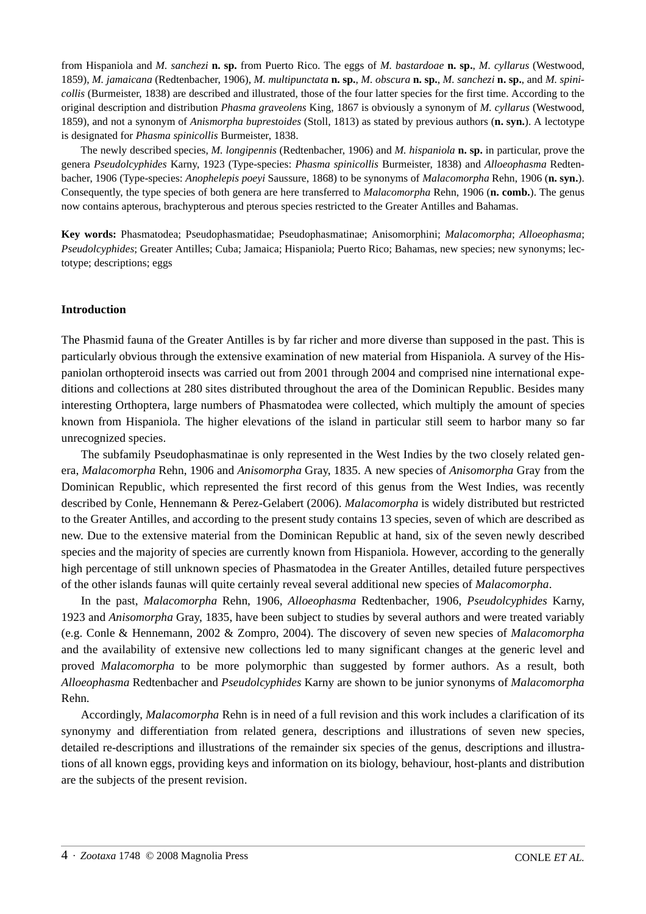from Hispaniola and *M. sanchezi* **n. sp.** from Puerto Rico. The eggs of *M. bastardoae* **n. sp.**, *M. cyllarus* (Westwood, 1859), *M. jamaicana* (Redtenbacher, 1906), *M. multipunctata* **n. sp.**, *M. obscura* **n. sp.**, *M. sanchezi* **n. sp.**, and *M. spinicollis* (Burmeister, 1838) are described and illustrated, those of the four latter species for the first time. According to the original description and distribution *Phasma graveolens* King, 1867 is obviously a synonym of *M. cyllarus* (Westwood, 1859), and not a synonym of *Anismorpha buprestoides* (Stoll, 1813) as stated by previous authors (**n. syn.**). A lectotype is designated for *Phasma spinicollis* Burmeister, 1838.

The newly described species, *M. longipennis* (Redtenbacher, 1906) and *M. hispaniola* **n. sp.** in particular, prove the genera *Pseudolcyphides* Karny, 1923 (Type-species: *Phasma spinicollis* Burmeister, 1838) and *Alloeophasma* Redtenbacher, 1906 (Type-species: *Anophelepis poeyi* Saussure, 1868) to be synonyms of *Malacomorpha* Rehn, 1906 (**n. syn.**). Consequently, the type species of both genera are here transferred to *Malacomorpha* Rehn, 1906 (**n. comb.**). The genus now contains apterous, brachypterous and pterous species restricted to the Greater Antilles and Bahamas.

**Key words:** Phasmatodea; Pseudophasmatidae; Pseudophasmatinae; Anisomorphini; *Malacomorpha*; *Alloeophasma*; *Pseudolcyphides*; Greater Antilles; Cuba; Jamaica; Hispaniola; Puerto Rico; Bahamas, new species; new synonyms; lectotype; descriptions; eggs

## Introduction

The Phasmid fauna of the Greater Antilles is by far richer and more diverse than supposed in the past. This is particularly obvious through the extensive examination of new material from Hispaniola. A survey of the Hispaniolan orthopteroid insects was carried out from 2001 through 2004 and comprised nine international expeditions and collections at 280 sites distributed throughout the area of the Dominican Republic. Besides many interesting Orthoptera, large numbers of Phasmatodea were collected, which multiply the amount of species known from Hispaniola. The higher elevations of the island in particular still seem to harbor many so far unrecognized species.

The subfamily Pseudophasmatinae is only represented in the West Indies by the two closely related genera, *Malacomorpha* Rehn, 1906 and *Anisomorpha* Gray, 1835. A new species of *Anisomorpha* Gray from the Dominican Republic, which represented the first record of this genus from the West Indies, was recently described by Conle, Hennemann & Perez-Gelabert (2006). *Malacomorpha* is widely distributed but restricted to the Greater Antilles, and according to the present study contains 13 species, seven of which are described as new. Due to the extensive material from the Dominican Republic at hand, six of the seven newly described species and the majority of species are currently known from Hispaniola. However, according to the generally high percentage of still unknown species of Phasmatodea in the Greater Antilles, detailed future perspectives of the other islands faunas will quite certainly reveal several additional new species of *Malacomorpha*.

In the past, *Malacomorpha* Rehn, 1906, *Alloeophasma* Redtenbacher, 1906, *Pseudolcyphides* Karny, 1923 and *Anisomorpha* Gray, 1835, have been subject to studies by several authors and were treated variably (e.g. Conle & Hennemann, 2002 & Zompro, 2004). The discovery of seven new species of *Malacomorpha* and the availability of extensive new collections led to many significant changes at the generic level and proved *Malacomorpha* to be more polymorphic than suggested by former authors. As a result, both *Alloeophasma* Redtenbacher and *Pseudolcyphides* Karny are shown to be junior synonyms of *Malacomorpha* Rehn.

Accordingly, *Malacomorpha* Rehn is in need of a full revision and this work includes a clarification of its synonymy and differentiation from related genera, descriptions and illustrations of seven new species, detailed re-descriptions and illustrations of the remainder six species of the genus, descriptions and illustrations of all known eggs, providing keys and information on its biology, behaviour, host-plants and distribution are the subjects of the present revision.